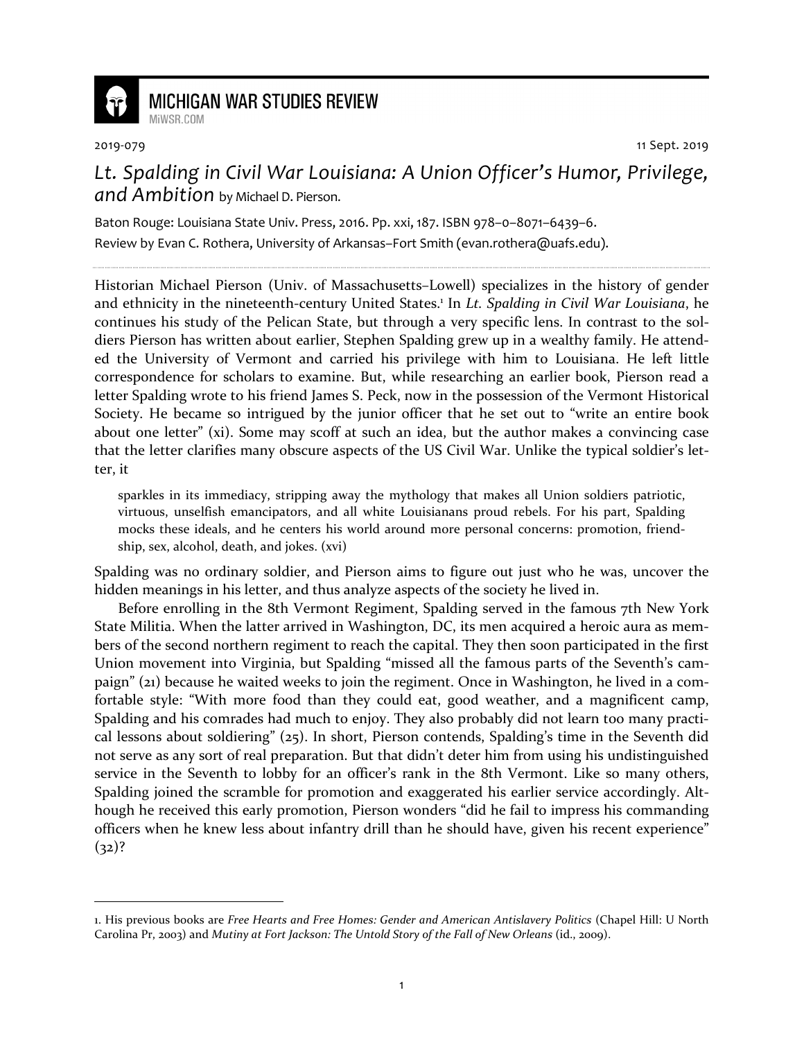MICHIGAN WAR STUDIES REVIEW

MiWSR.COM

2019-079 11 Sept. 2019

# *Lt. Spalding in Civil War Louisiana: A Union Officer's Humor, Privilege, and Ambition* by Michael D. Pierson.

Baton Rouge: Louisiana State Univ. Press, 2016. Pp. xxi, 187. ISBN 978–0–8071–6439–6.

Review by Evan C. Rothera, University of Arkansas–Fort Smith (evan.rothera@uafs.edu).

---

Historian Michael Pierson (Univ. of Massachusetts–Lowell) specializes in the history of gender and ethnicity in the nineteenth-century United States.[1] In *Lt. Spalding in Civil War Louisiana*, he continues his study of the Pelican State, but through a very specific lens. In contrast to the soldiers Pierson has written about earlier, Stephen Spalding grew up in a wealthy family. He attended the University of Vermont and carried his privilege with him to Louisiana. He left little correspondence for scholars to examine. But, while researching an earlier book, Pierson read a letter Spalding wrote to his friend James S. Peck, now in the possession of the Vermont Historical Society. He became so intrigued by the junior officer that he set out to "write an entire book about one letter" (xi). Some may scoff at such an idea, but the author makes a convincing case that the letter clarifies many obscure aspects of the US Civil War. Unlike the typical soldier's letter, it

> sparkles in its immediacy, stripping away the mythology that makes all Union soldiers patriotic, virtuous, unselfish emancipators, and all white Louisianans proud rebels. For his part, Spalding mocks these ideals, and he centers his world around more personal concerns: promotion, friendship, sex, alcohol, death, and jokes. (xvi)

Spalding was no ordinary soldier, and Pierson aims to figure out just who he was, uncover the hidden meanings in his letter, and thus analyze aspects of the society he lived in.

Before enrolling in the 8th Vermont Regiment, Spalding served in the famous 7th New York State Militia. When the latter arrived in Washington, DC, its men acquired a heroic aura as members of the second northern regiment to reach the capital. They then soon participated in the first Union movement into Virginia, but Spalding "missed all the famous parts of the Seventh's campaign" (21) because he waited weeks to join the regiment. Once in Washington, he lived in a comfortable style: "With more food than they could eat, good weather, and a magnificent camp, Spalding and his comrades had much to enjoy. They also probably did not learn too many practical lessons about soldiering" (25). In short, Pierson contends, Spalding's time in the Seventh did not serve as any sort of real preparation. But that didn't deter him from using his undistinguished service in the Seventh to lobby for an officer's rank in the 8th Vermont. Like so many others, Spalding joined the scramble for promotion and exaggerated his earlier service accordingly. Although he received this early promotion, Pierson wonders "did he fail to impress his commanding officers when he knew less about infantry drill than he should have, given his recent experience" (32)?

---

1. His previous books are *Free Hearts and Free Homes: Gender and American Antislavery Politics* (Chapel Hill: U North Carolina Pr, 2003) and *Mutiny at Fort Jackson: The Untold Story of the Fall of New Orleans* (id., 2009).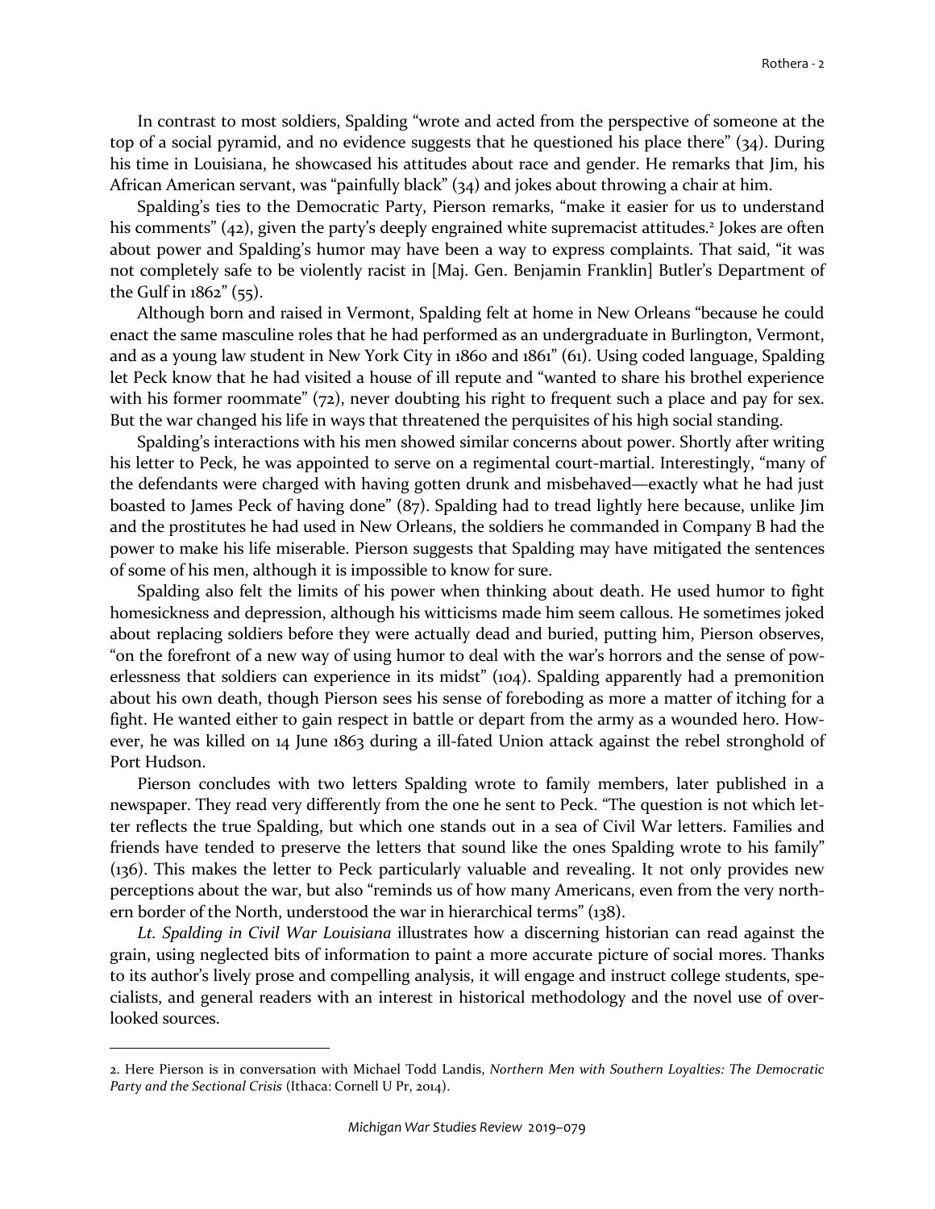In contrast to most soldiers, Spalding "wrote and acted from the perspective of someone at the top of a social pyramid, and no evidence suggests that he questioned his place there" (34). During his time in Louisiana, he showcased his attitudes about race and gender. He remarks that Jim, his African American servant, was "painfully black" (34) and jokes about throwing a chair at him.

Spalding's ties to the Democratic Party, Pierson remarks, "make it easier for us to understand his comments" (42), given the party's deeply engrained white supremacist attitudes.[2] Jokes are often about power and Spalding's humor may have been a way to express complaints. That said, "it was not completely safe to be violently racist in [Maj. Gen. Benjamin Franklin] Butler's Department of the Gulf in 1862" (55).

Although born and raised in Vermont, Spalding felt at home in New Orleans "because he could enact the same masculine roles that he had performed as an undergraduate in Burlington, Vermont, and as a young law student in New York City in 1860 and 1861" (61). Using coded language, Spalding let Peck know that he had visited a house of ill repute and "wanted to share his brothel experience with his former roommate" (72), never doubting his right to frequent such a place and pay for sex. But the war changed his life in ways that threatened the perquisites of his high social standing.

Spalding's interactions with his men showed similar concerns about power. Shortly after writing his letter to Peck, he was appointed to serve on a regimental court-martial. Interestingly, "many of the defendants were charged with having gotten drunk and misbehaved—exactly what he had just boasted to James Peck of having done" (87). Spalding had to tread lightly here because, unlike Jim and the prostitutes he had used in New Orleans, the soldiers he commanded in Company B had the power to make his life miserable. Pierson suggests that Spalding may have mitigated the sentences of some of his men, although it is impossible to know for sure.

Spalding also felt the limits of his power when thinking about death. He used humor to fight homesickness and depression, although his witticisms made him seem callous. He sometimes joked about replacing soldiers before they were actually dead and buried, putting him, Pierson observes, "on the forefront of a new way of using humor to deal with the war's horrors and the sense of powerlessness that soldiers can experience in its midst" (104). Spalding apparently had a premonition about his own death, though Pierson sees his sense of foreboding as more a matter of itching for a fight. He wanted either to gain respect in battle or depart from the army as a wounded hero. However, he was killed on 14 June 1863 during a ill-fated Union attack against the rebel stronghold of Port Hudson.

Pierson concludes with two letters Spalding wrote to family members, later published in a newspaper. They read very differently from the one he sent to Peck. "The question is not which letter reflects the true Spalding, but which one stands out in a sea of Civil War letters. Families and friends have tended to preserve the letters that sound like the ones Spalding wrote to his family" (136). This makes the letter to Peck particularly valuable and revealing. It not only provides new perceptions about the war, but also "reminds us of how many Americans, even from the very northern border of the North, understood the war in hierarchical terms" (138).

*Lt. Spalding in Civil War Louisiana* illustrates how a discerning historian can read against the grain, using neglected bits of information to paint a more accurate picture of social mores. Thanks to its author's lively prose and compelling analysis, it will engage and instruct college students, specialists, and general readers with an interest in historical methodology and the novel use of overlooked sources.

---

2. Here Pierson is in conversation with Michael Todd Landis, *Northern Men with Southern Loyalties: The Democratic Party and the Sectional Crisis* (Ithaca: Cornell U Pr, 2014).